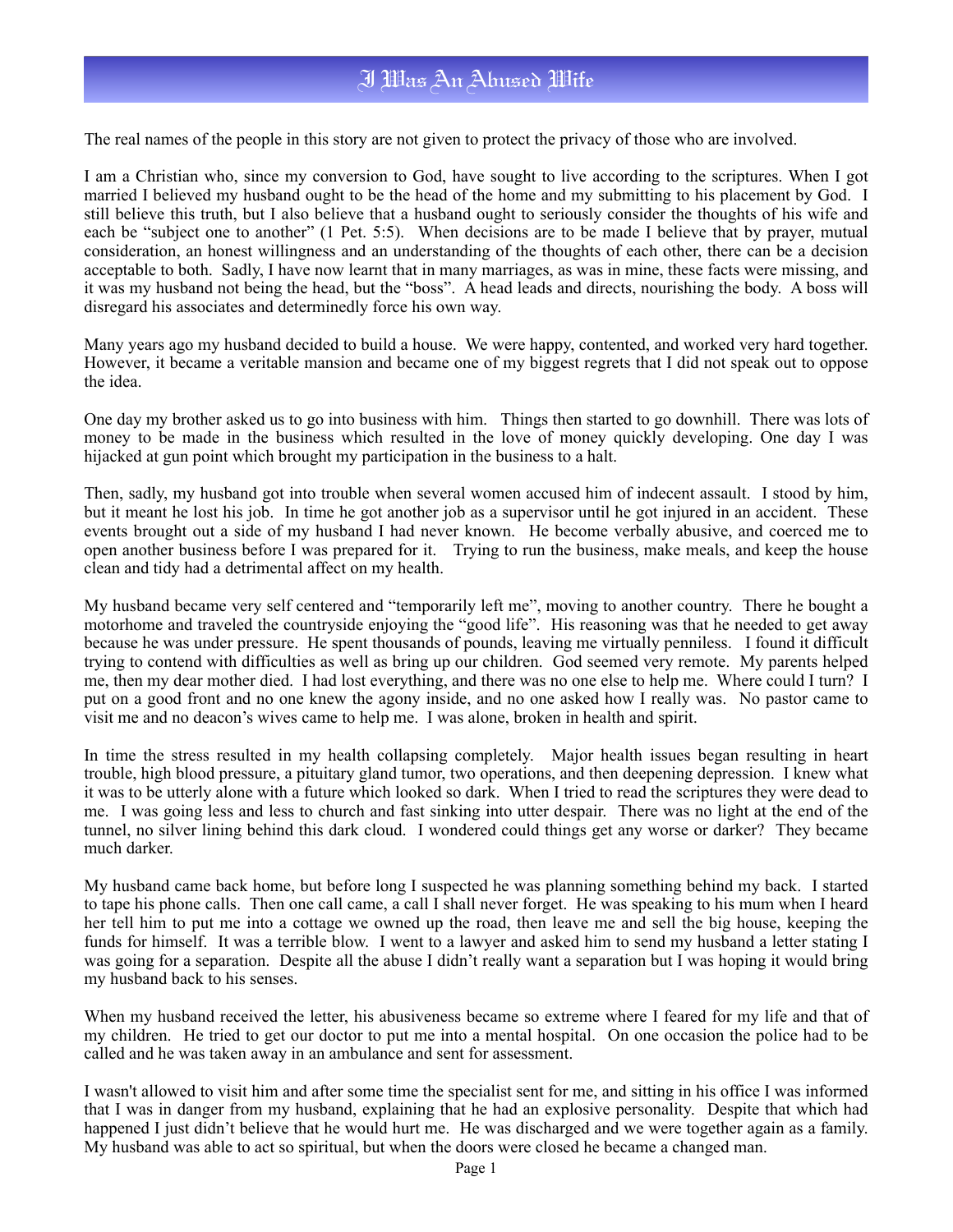# I Was An Abused Wife

The real names of the people in this story are not given to protect the privacy of those who are involved.

I am a Christian who, since my conversion to God, have sought to live according to the scriptures. When I got married I believed my husband ought to be the head of the home and my submitting to his placement by God. I still believe this truth, but I also believe that a husband ought to seriously consider the thoughts of his wife and each be "subject one to another" (1 Pet. 5:5). When decisions are to be made I believe that by prayer, mutual consideration, an honest willingness and an understanding of the thoughts of each other, there can be a decision acceptable to both. Sadly, I have now learnt that in many marriages, as was in mine, these facts were missing, and it was my husband not being the head, but the "boss". A head leads and directs, nourishing the body. A boss will disregard his associates and determinedly force his own way.

Many years ago my husband decided to build a house. We were happy, contented, and worked very hard together. However, it became a veritable mansion and became one of my biggest regrets that I did not speak out to oppose the idea.

One day my brother asked us to go into business with him. Things then started to go downhill. There was lots of money to be made in the business which resulted in the love of money quickly developing. One day I was hijacked at gun point which brought my participation in the business to a halt.

Then, sadly, my husband got into trouble when several women accused him of indecent assault. I stood by him, but it meant he lost his job. In time he got another job as a supervisor until he got injured in an accident. These events brought out a side of my husband I had never known. He become verbally abusive, and coerced me to open another business before I was prepared for it. Trying to run the business, make meals, and keep the house clean and tidy had a detrimental affect on my health.

My husband became very self centered and "temporarily left me", moving to another country. There he bought a motorhome and traveled the countryside enjoying the "good life". His reasoning was that he needed to get away because he was under pressure. He spent thousands of pounds, leaving me virtually penniless. I found it difficult trying to contend with difficulties as well as bring up our children. God seemed very remote. My parents helped me, then my dear mother died. I had lost everything, and there was no one else to help me. Where could I turn? I put on a good front and no one knew the agony inside, and no one asked how I really was. No pastor came to visit me and no deacon's wives came to help me. I was alone, broken in health and spirit.

In time the stress resulted in my health collapsing completely. Major health issues began resulting in heart trouble, high blood pressure, a pituitary gland tumor, two operations, and then deepening depression. I knew what it was to be utterly alone with a future which looked so dark. When I tried to read the scriptures they were dead to me. I was going less and less to church and fast sinking into utter despair. There was no light at the end of the tunnel, no silver lining behind this dark cloud. I wondered could things get any worse or darker? They became much darker.

My husband came back home, but before long I suspected he was planning something behind my back. I started to tape his phone calls. Then one call came, a call I shall never forget. He was speaking to his mum when I heard her tell him to put me into a cottage we owned up the road, then leave me and sell the big house, keeping the funds for himself. It was a terrible blow. I went to a lawyer and asked him to send my husband a letter stating I was going for a separation. Despite all the abuse I didn't really want a separation but I was hoping it would bring my husband back to his senses.

When my husband received the letter, his abusiveness became so extreme where I feared for my life and that of my children. He tried to get our doctor to put me into a mental hospital. On one occasion the police had to be called and he was taken away in an ambulance and sent for assessment.

I wasn't allowed to visit him and after some time the specialist sent for me, and sitting in his office I was informed that I was in danger from my husband, explaining that he had an explosive personality. Despite that which had happened I just didn't believe that he would hurt me. He was discharged and we were together again as a family. My husband was able to act so spiritual, but when the doors were closed he became a changed man.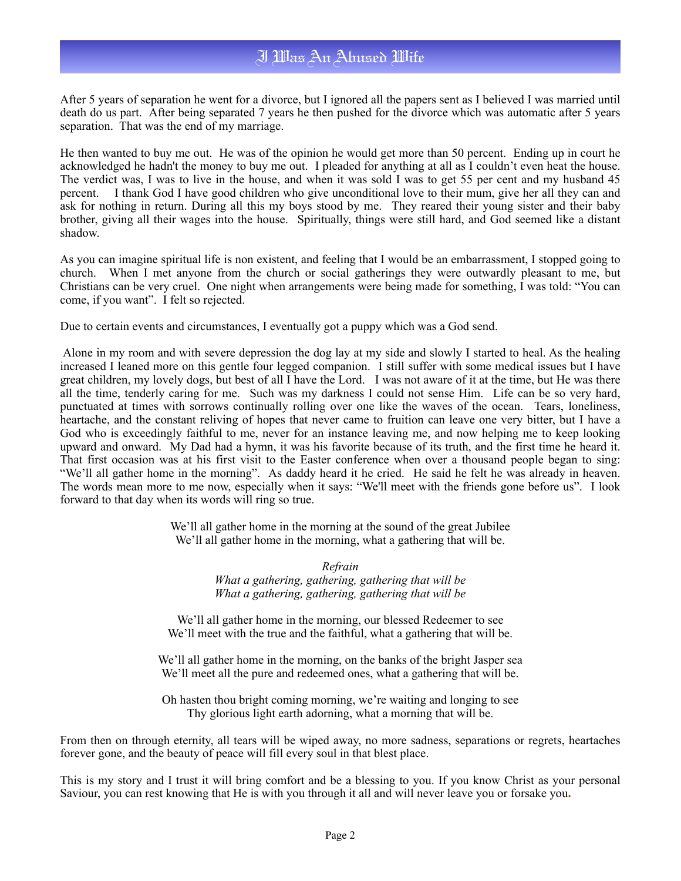After 5 years of separation he went for a divorce, but I ignored all the papers sent as I believed I was married until death do us part. After being separated 7 years he then pushed for the divorce which was automatic after 5 years separation. That was the end of my marriage.

He then wanted to buy me out. He was of the opinion he would get more than 50 percent. Ending up in court he acknowledged he hadn't the money to buy me out. I pleaded for anything at all as I couldn't even heat the house. The verdict was, I was to live in the house, and when it was sold I was to get 55 per cent and my husband 45 percent. I thank God I have good children who give unconditional love to their mum, give her all they can and ask for nothing in return. During all this my boys stood by me. They reared their young sister and their baby brother, giving all their wages into the house. Spiritually, things were still hard, and God seemed like a distant shadow.

As you can imagine spiritual life is non existent, and feeling that I would be an embarrassment, I stopped going to church. When I met anyone from the church or social gatherings they were outwardly pleasant to me, but Christians can be very cruel. One night when arrangements were being made for something, I was told: "You can come, if you want". I felt so rejected.

Due to certain events and circumstances, I eventually got a puppy which was a God send.

Alone in my room and with severe depression the dog lay at my side and slowly I started to heal. As the healing increased I leaned more on this gentle four legged companion. I still suffer with some medical issues but I have great children, my lovely dogs, but best of all I have the Lord. I was not aware of it at the time, but He was there all the time, tenderly caring for me. Such was my darkness I could not sense Him. Life can be so very hard, punctuated at times with sorrows continually rolling over one like the waves of the ocean. Tears, loneliness, heartache, and the constant reliving of hopes that never came to fruition can leave one very bitter, but I have a God who is exceedingly faithful to me, never for an instance leaving me, and now helping me to keep looking upward and onward. My Dad had a hymn, it was his favorite because of its truth, and the first time he heard it. That first occasion was at his first visit to the Easter conference when over a thousand people began to sing: "We'll all gather home in the morning". As daddy heard it he cried. He said he felt he was already in heaven. The words mean more to me now, especially when it says: "We'll meet with the friends gone before us". I look forward to that day when its words will ring so true.

We'll all gather home in the morning at the sound of the great Jubilee
We'll all gather home in the morning, what a gathering that will be.

*Refrain*
*What a gathering, gathering, gathering that will be*
*What a gathering, gathering, gathering that will be*

We'll all gather home in the morning, our blessed Redeemer to see
We'll meet with the true and the faithful, what a gathering that will be.

We'll all gather home in the morning, on the banks of the bright Jasper sea
We'll meet all the pure and redeemed ones, what a gathering that will be.

Oh hasten thou bright coming morning, we're waiting and longing to see
Thy glorious light earth adorning, what a morning that will be.

From then on through eternity, all tears will be wiped away, no more sadness, separations or regrets, heartaches forever gone, and the beauty of peace will fill every soul in that blest place.

This is my story and I trust it will bring comfort and be a blessing to you. If you know Christ as your personal Saviour, you can rest knowing that He is with you through it all and will never leave you or forsake you.